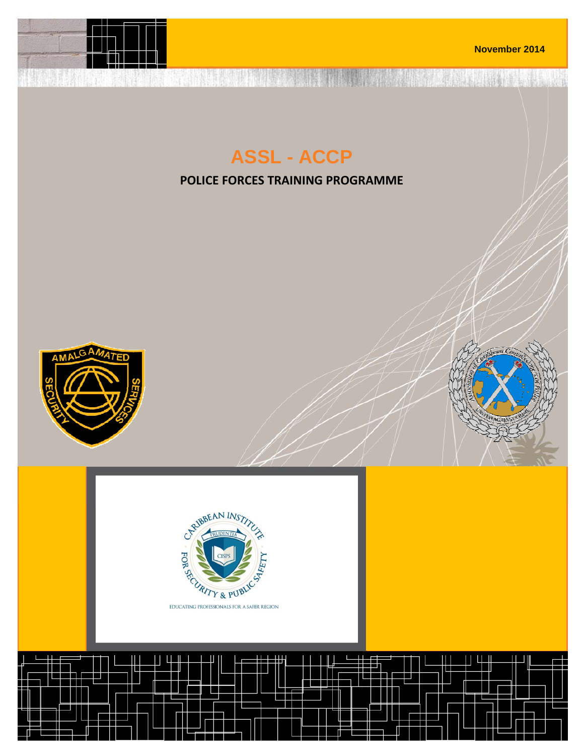November 2014

# ASSL - ACCP

## POLICE FORCES TRAINING PROGRAMME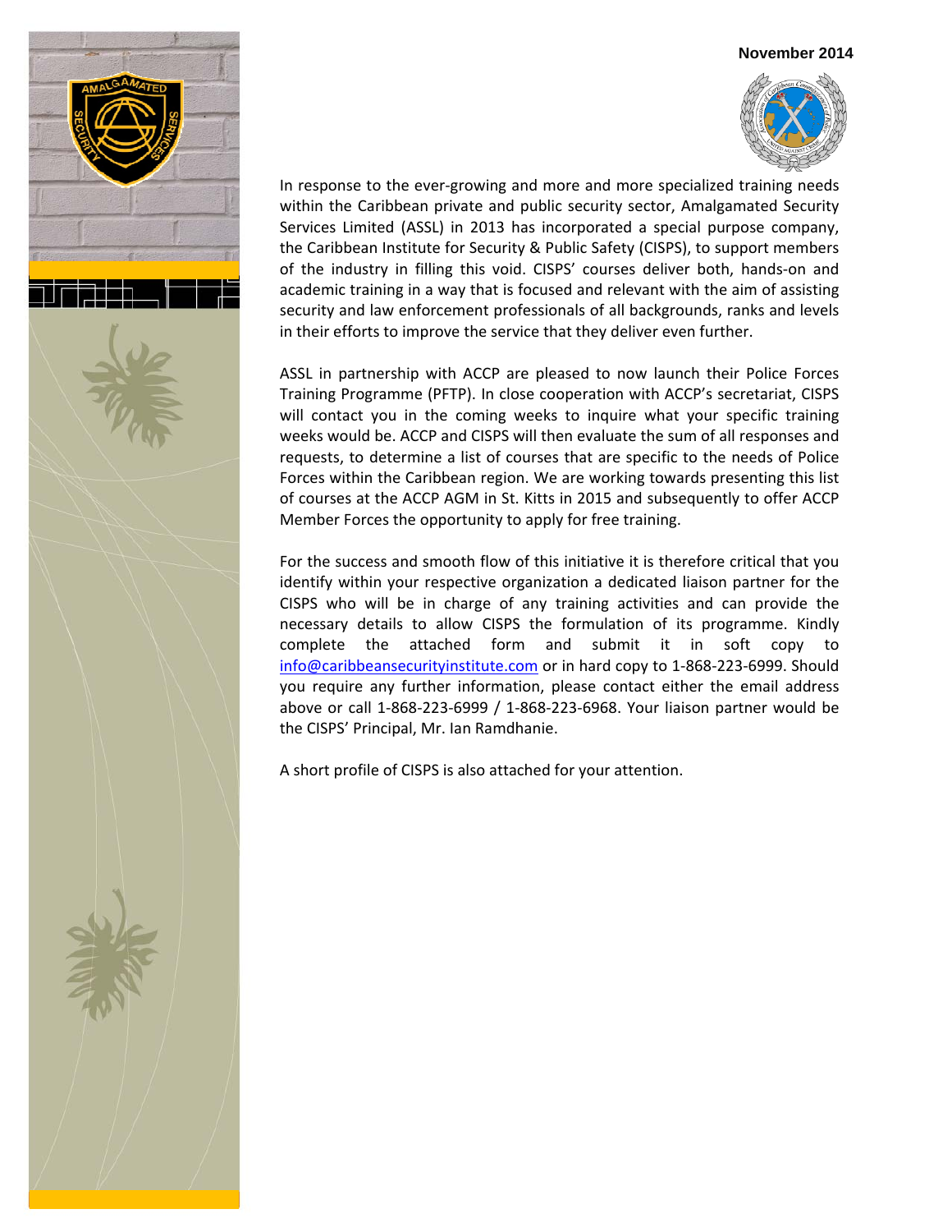November 2014

In response to the ever-growing and more and more specialized training needs within the Caribbean private and public security sector, Amalgamated Security Services Limited (ASSL) in 2013 has incorporated a special purpose company, the Caribbean Institute for Security & Public Safety (CISPS), to support members of the industry in filling this void. CISPS' courses deliver both, hands-on and academic training in a way that is focused and relevant with the aim of assisting security and law enforcement professionals of all backgrounds, ranks and levels in their efforts to improve the service that they deliver even further.

ASSL in partnership with ACCP are pleased to now launch their Police Forces Training Programme (PFTP). In close cooperation with ACCP's secretariat, CISPS will contact you in the coming weeks to inquire what your specific training weeks would be. ACCP and CISPS will then evaluate the sum of all responses and requests, to determine a list of courses that are specific to the needs of Police Forces within the Caribbean region. We are working towards presenting this list of courses at the ACCP AGM in St. Kitts in 2015 and subsequently to offer ACCP Member Forces the opportunity to apply for free training.

For the success and smooth flow of this initiative it is therefore critical that you identify within your respective organization a dedicated liaison partner for the CISPS who will be in charge of any training activities and can provide the necessary details to allow CISPS the formulation of its programme. Kindly complete the attached form and submit it in soft copy to info@caribbeansecurityinstitute.com or in hard copy to 1-868-223-6999. Should you require any further information, please contact either the email address above or call 1-868-223-6999 / 1-868-223-6968. Your liaison partner would be the CISPS' Principal, Mr. Ian Ramdhanie.

A short profile of CISPS is also attached for your attention.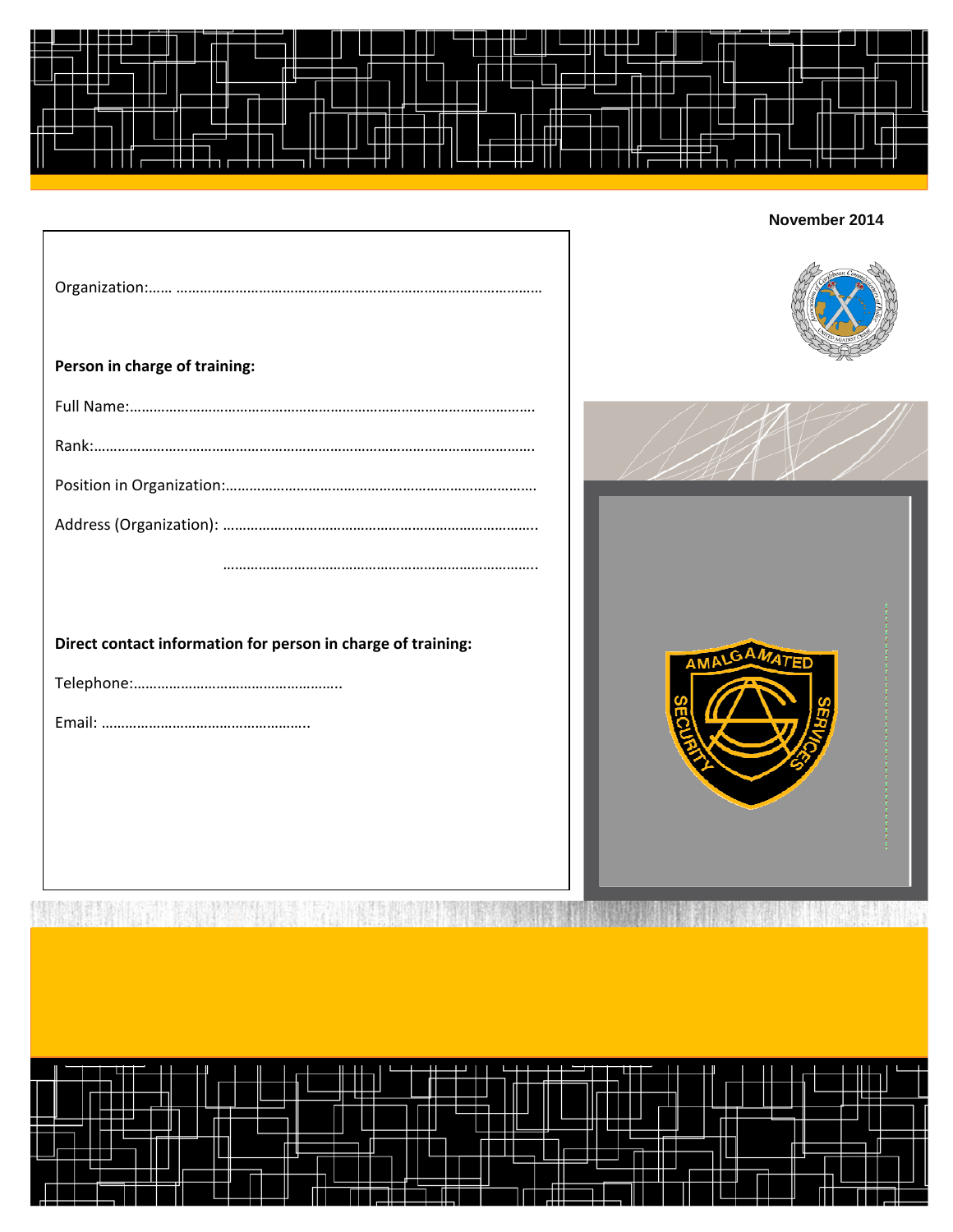November 2014

Organization:…… ………………………………………………………………………………

**Person in charge of training:**

Full Name:………………………………………………………………………………………….

Rank:……………………………………………………………………………………………….

Position in Organization:…………………………………………………………………….

Address (Organization): ……………………………………………………………………..

……………………………………………………………………..

**Direct contact information for person in charge of training:**

Telephone:……………………………………………..

Email: ……………………………………………..